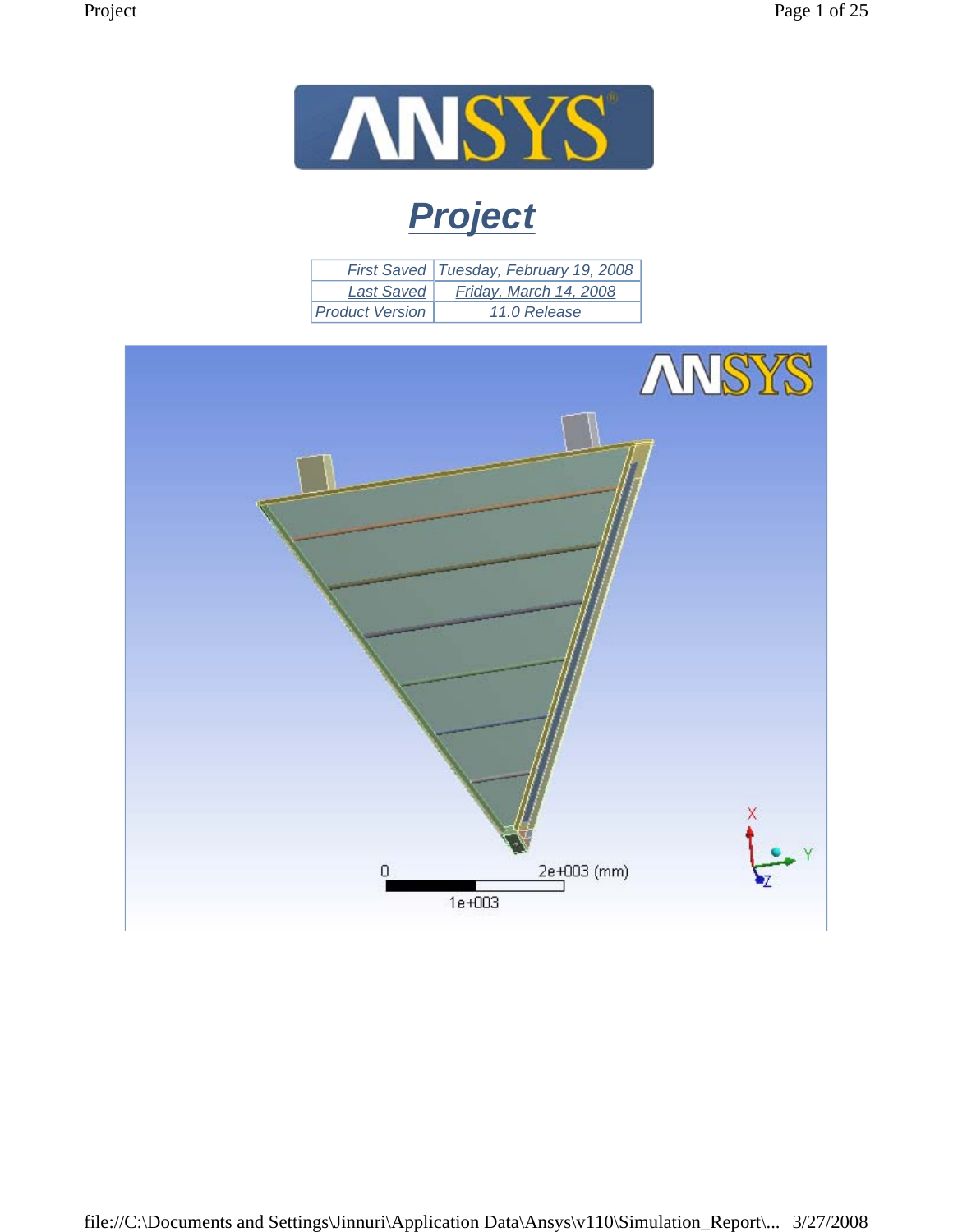# Project

| First Saved | Tuesday, February 19, 2008 |
|---|---|
| Last Saved | Friday, March 14, 2008 |
| Product Version | 11.0 Release |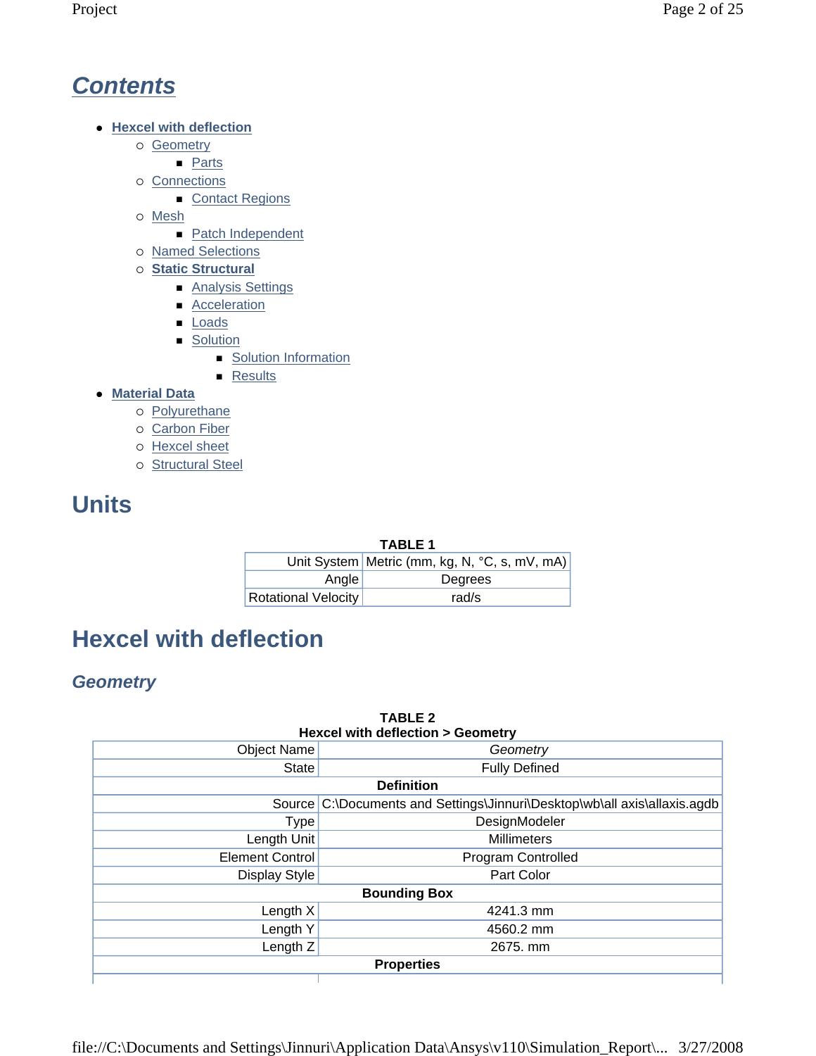# Contents

- **Hexcel with deflection**
  - Geometry
    - Parts
  - Connections
    - Contact Regions
  - Mesh
    - Patch Independent
  - Named Selections
  - **Static Structural**
    - Analysis Settings
    - Acceleration
    - Loads
    - Solution
      - Solution Information
      - Results
- **Material Data**
  - Polyurethane
  - Carbon Fiber
  - Hexcel sheet
  - Structural Steel

# Units

**TABLE 1**

| | |
|---|---|
| Unit System | Metric (mm, kg, N, °C, s, mV, mA) |
| Angle | Degrees |
| Rotational Velocity | rad/s |

# Hexcel with deflection

## *Geometry*

**TABLE 2**
**Hexcel with deflection > Geometry**

| | |
|---|---|
| Object Name | *Geometry* |
| State | Fully Defined |
| **Definition** | |
| Source | C:\Documents and Settings\Jinnuri\Desktop\wb\all axis\allaxis.agdb |
| Type | DesignModeler |
| Length Unit | Millimeters |
| Element Control | Program Controlled |
| Display Style | Part Color |
| **Bounding Box** | |
| Length X | 4241.3 mm |
| Length Y | 4560.2 mm |
| Length Z | 2675. mm |
| **Properties** | |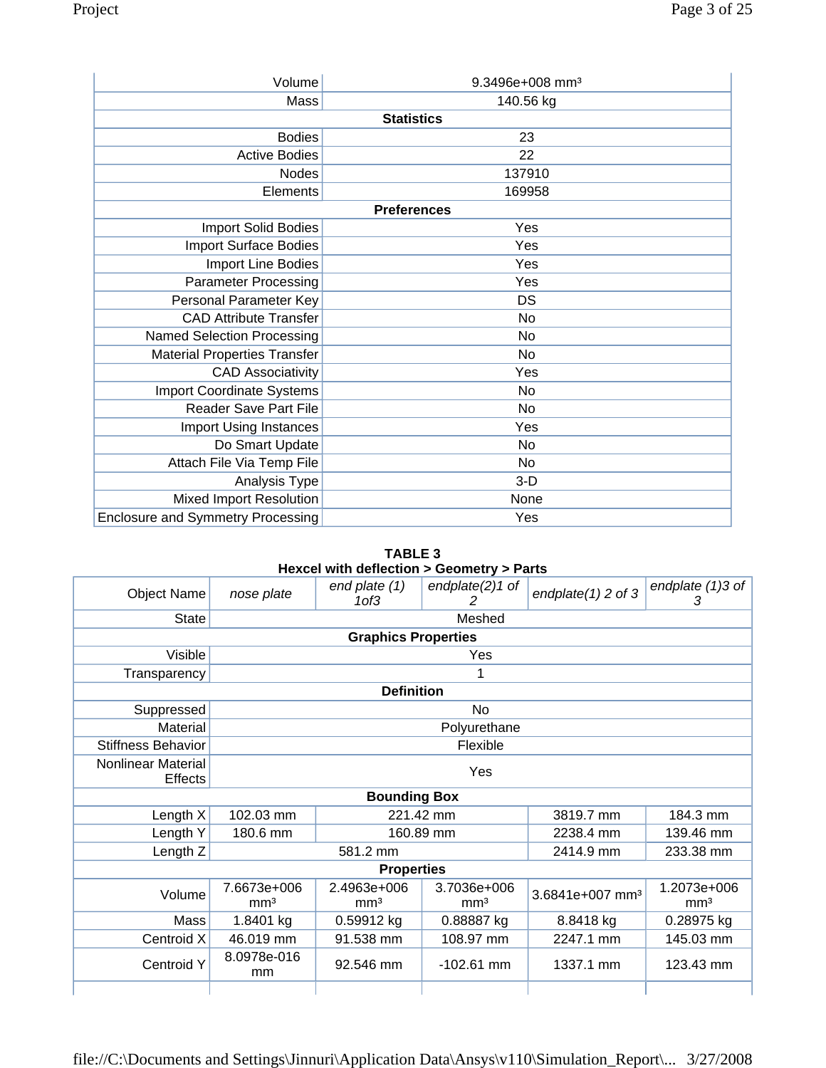| | |
|---|---|
| Volume | 9.3496e+008 mm³ |
| Mass | 140.56 kg |
| **Statistics** | |
| Bodies | 23 |
| Active Bodies | 22 |
| Nodes | 137910 |
| Elements | 169958 |
| **Preferences** | |
| Import Solid Bodies | Yes |
| Import Surface Bodies | Yes |
| Import Line Bodies | Yes |
| Parameter Processing | Yes |
| Personal Parameter Key | DS |
| CAD Attribute Transfer | No |
| Named Selection Processing | No |
| Material Properties Transfer | No |
| CAD Associativity | Yes |
| Import Coordinate Systems | No |
| Reader Save Part File | No |
| Import Using Instances | Yes |
| Do Smart Update | No |
| Attach File Via Temp File | No |
| Analysis Type | 3-D |
| Mixed Import Resolution | None |
| Enclosure and Symmetry Processing | Yes |

**TABLE 3**
**Hexcel with deflection > Geometry > Parts**

| Object Name | *nose plate* | *end plate (1) 1of3* | *endplate(2)1 of 2* | *endplate(1) 2 of 3* | *endplate (1)3 of 3* |
|---|---|---|---|---|---|
| State | Meshed | | | | |
| **Graphics Properties** | | | | | |
| Visible | Yes | | | | |
| Transparency | 1 | | | | |
| **Definition** | | | | | |
| Suppressed | No | | | | |
| Material | Polyurethane | | | | |
| Stiffness Behavior | Flexible | | | | |
| Nonlinear Material Effects | Yes | | | | |
| **Bounding Box** | | | | | |
| Length X | 102.03 mm | 221.42 mm | | 3819.7 mm | 184.3 mm |
| Length Y | 180.6 mm | 160.89 mm | | 2238.4 mm | 139.46 mm |
| Length Z | 581.2 mm | | | 2414.9 mm | 233.38 mm |
| **Properties** | | | | | |
| Volume | 7.6673e+006 mm³ | 2.4963e+006 mm³ | 3.7036e+006 mm³ | 3.6841e+007 mm³ | 1.2073e+006 mm³ |
| Mass | 1.8401 kg | 0.59912 kg | 0.88887 kg | 8.8418 kg | 0.28975 kg |
| Centroid X | 46.019 mm | 91.538 mm | 108.97 mm | 2247.1 mm | 145.03 mm |
| Centroid Y | 8.0978e-016 mm | 92.546 mm | -102.61 mm | 1337.1 mm | 123.43 mm |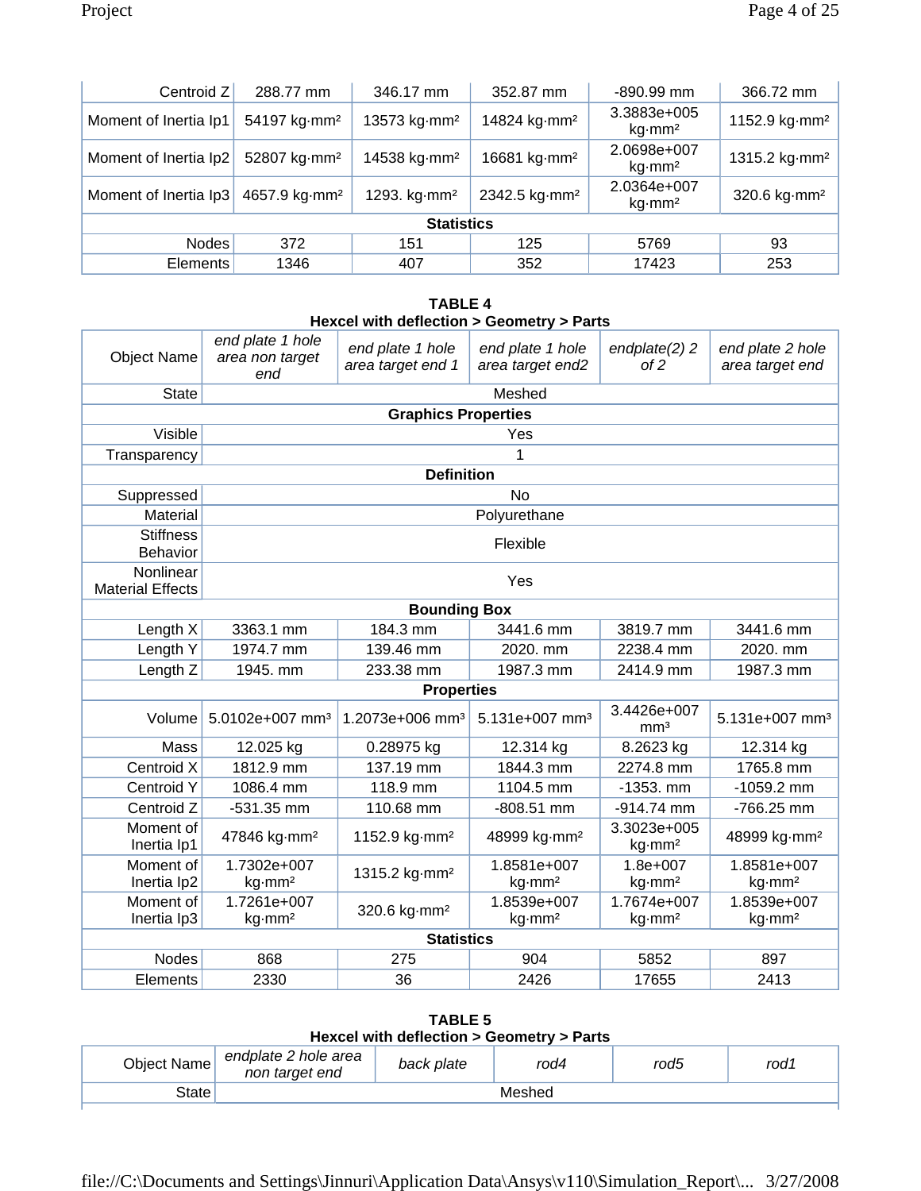| | | | | | |
|---|---|---|---|---|---|
| Centroid Z | 288.77 mm | 346.17 mm | 352.87 mm | -890.99 mm | 366.72 mm |
| Moment of Inertia Ip1 | 54197 kg·mm² | 13573 kg·mm² | 14824 kg·mm² | 3.3883e+005 kg·mm² | 1152.9 kg·mm² |
| Moment of Inertia Ip2 | 52807 kg·mm² | 14538 kg·mm² | 16681 kg·mm² | 2.0698e+007 kg·mm² | 1315.2 kg·mm² |
| Moment of Inertia Ip3 | 4657.9 kg·mm² | 1293. kg·mm² | 2342.5 kg·mm² | 2.0364e+007 kg·mm² | 320.6 kg·mm² |
| **Statistics** | | | | | |
| Nodes | 372 | 151 | 125 | 5769 | 93 |
| Elements | 1346 | 407 | 352 | 17423 | 253 |

**TABLE 4**
**Hexcel with deflection > Geometry > Parts**

| Object Name | *end plate 1 hole area non target end* | *end plate 1 hole area target end 1* | *end plate 1 hole area target end2* | *endplate(2) 2 of 2* | *end plate 2 hole area target end* |
|---|---|---|---|---|---|
| State | Meshed | | | | |
| **Graphics Properties** | | | | | |
| Visible | Yes | | | | |
| Transparency | 1 | | | | |
| **Definition** | | | | | |
| Suppressed | No | | | | |
| Material | Polyurethane | | | | |
| Stiffness Behavior | Flexible | | | | |
| Nonlinear Material Effects | Yes | | | | |
| **Bounding Box** | | | | | |
| Length X | 3363.1 mm | 184.3 mm | 3441.6 mm | 3819.7 mm | 3441.6 mm |
| Length Y | 1974.7 mm | 139.46 mm | 2020. mm | 2238.4 mm | 2020. mm |
| Length Z | 1945. mm | 233.38 mm | 1987.3 mm | 2414.9 mm | 1987.3 mm |
| **Properties** | | | | | |
| Volume | 5.0102e+007 mm³ | 1.2073e+006 mm³ | 5.131e+007 mm³ | 3.4426e+007 mm³ | 5.131e+007 mm³ |
| Mass | 12.025 kg | 0.28975 kg | 12.314 kg | 8.2623 kg | 12.314 kg |
| Centroid X | 1812.9 mm | 137.19 mm | 1844.3 mm | 2274.8 mm | 1765.8 mm |
| Centroid Y | 1086.4 mm | 118.9 mm | 1104.5 mm | -1353. mm | -1059.2 mm |
| Centroid Z | -531.35 mm | 110.68 mm | -808.51 mm | -914.74 mm | -766.25 mm |
| Moment of Inertia Ip1 | 47846 kg·mm² | 1152.9 kg·mm² | 48999 kg·mm² | 3.3023e+005 kg·mm² | 48999 kg·mm² |
| Moment of Inertia Ip2 | 1.7302e+007 kg·mm² | 1315.2 kg·mm² | 1.8581e+007 kg·mm² | 1.8e+007 kg·mm² | 1.8581e+007 kg·mm² |
| Moment of Inertia Ip3 | 1.7261e+007 kg·mm² | 320.6 kg·mm² | 1.8539e+007 kg·mm² | 1.7674e+007 kg·mm² | 1.8539e+007 kg·mm² |
| **Statistics** | | | | | |
| Nodes | 868 | 275 | 904 | 5852 | 897 |
| Elements | 2330 | 36 | 2426 | 17655 | 2413 |

**TABLE 5**
**Hexcel with deflection > Geometry > Parts**

| Object Name | *endplate 2 hole area non target end* | *back plate* | *rod4* | *rod5* | *rod1* |
|---|---|---|---|---|---|
| State | Meshed | | | | |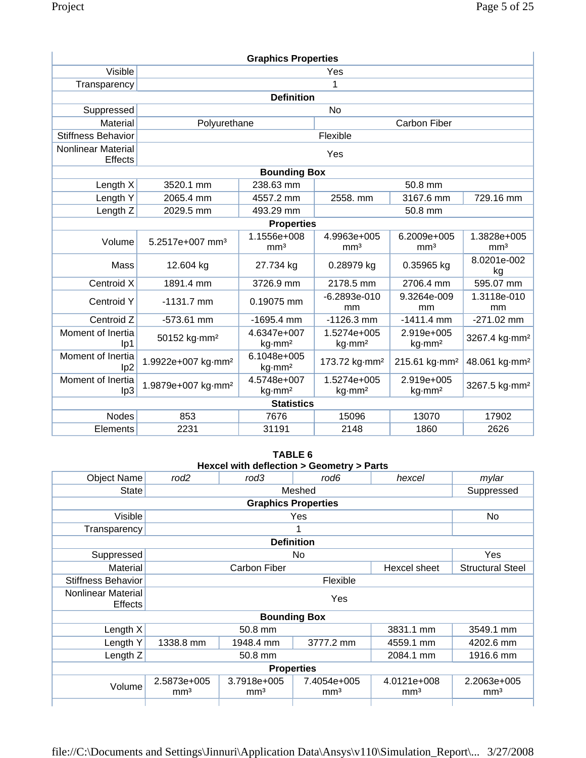| | | | | | |
|---|---|---|---|---|---|
| **Graphics Properties** | | | | | |
| Visible | Yes | | | | |
| Transparency | 1 | | | | |
| **Definition** | | | | | |
| Suppressed | No | | | | |
| Material | Polyurethane | | Carbon Fiber | | |
| Stiffness Behavior | Flexible | | | | |
| Nonlinear Material Effects | Yes | | | | |
| **Bounding Box** | | | | | |
| Length X | 3520.1 mm | 238.63 mm | 50.8 mm | | |
| Length Y | 2065.4 mm | 4557.2 mm | 2558. mm | 3167.6 mm | 729.16 mm |
| Length Z | 2029.5 mm | 493.29 mm | 50.8 mm | | |
| **Properties** | | | | | |
| Volume | 5.2517e+007 mm³ | 1.1556e+008 mm³ | 4.9963e+005 mm³ | 6.2009e+005 mm³ | 1.3828e+005 mm³ |
| Mass | 12.604 kg | 27.734 kg | 0.28979 kg | 0.35965 kg | 8.0201e-002 kg |
| Centroid X | 1891.4 mm | 3726.9 mm | 2178.5 mm | 2706.4 mm | 595.07 mm |
| Centroid Y | -1131.7 mm | 0.19075 mm | -6.2893e-010 mm | 9.3264e-009 mm | 1.3118e-010 mm |
| Centroid Z | -573.61 mm | -1695.4 mm | -1126.3 mm | -1411.4 mm | -271.02 mm |
| Moment of Inertia Ip1 | 50152 kg·mm² | 4.6347e+007 kg·mm² | 1.5274e+005 kg·mm² | 2.919e+005 kg·mm² | 3267.4 kg·mm² |
| Moment of Inertia Ip2 | 1.9922e+007 kg·mm² | 6.1048e+005 kg·mm² | 173.72 kg·mm² | 215.61 kg·mm² | 48.061 kg·mm² |
| Moment of Inertia Ip3 | 1.9879e+007 kg·mm² | 4.5748e+007 kg·mm² | 1.5274e+005 kg·mm² | 2.919e+005 kg·mm² | 3267.5 kg·mm² |
| **Statistics** | | | | | |
| Nodes | 853 | 7676 | 15096 | 13070 | 17902 |
| Elements | 2231 | 31191 | 2148 | 1860 | 2626 |

**TABLE 6**
**Hexcel with deflection > Geometry > Parts**

| Object Name | *rod2* | *rod3* | *rod6* | *hexcel* | *mylar* |
|---|---|---|---|---|---|
| State | Meshed | | | | Suppressed |
| **Graphics Properties** | | | | | |
| Visible | Yes | | | | No |
| Transparency | 1 | | | | |
| **Definition** | | | | | |
| Suppressed | No | | | | Yes |
| Material | Carbon Fiber | | | Hexcel sheet | Structural Steel |
| Stiffness Behavior | Flexible | | | | |
| Nonlinear Material Effects | Yes | | | | |
| **Bounding Box** | | | | | |
| Length X | 50.8 mm | | | 3831.1 mm | 3549.1 mm |
| Length Y | 1338.8 mm | 1948.4 mm | 3777.2 mm | 4559.1 mm | 4202.6 mm |
| Length Z | 50.8 mm | | | 2084.1 mm | 1916.6 mm |
| **Properties** | | | | | |
| Volume | 2.5873e+005 mm³ | 3.7918e+005 mm³ | 7.4054e+005 mm³ | 4.0121e+008 mm³ | 2.2063e+005 mm³ |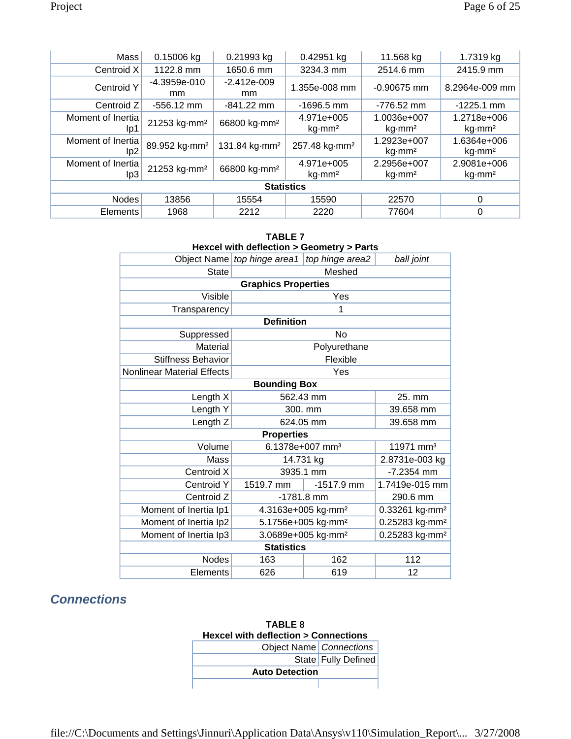| Mass | 0.15006 kg | 0.21993 kg | 0.42951 kg | 11.568 kg | 1.7319 kg |
|---|---|---|---|---|---|
| Centroid X | 1122.8 mm | 1650.6 mm | 3234.3 mm | 2514.6 mm | 2415.9 mm |
| Centroid Y | -4.3959e-010 mm | -2.412e-009 mm | 1.355e-008 mm | -0.90675 mm | 8.2964e-009 mm |
| Centroid Z | -556.12 mm | -841.22 mm | -1696.5 mm | -776.52 mm | -1225.1 mm |
| Moment of Inertia Ip1 | 21253 kg·mm² | 66800 kg·mm² | 4.971e+005 kg·mm² | 1.0036e+007 kg·mm² | 1.2718e+006 kg·mm² |
| Moment of Inertia Ip2 | 89.952 kg·mm² | 131.84 kg·mm² | 257.48 kg·mm² | 1.2923e+007 kg·mm² | 1.6364e+006 kg·mm² |
| Moment of Inertia Ip3 | 21253 kg·mm² | 66800 kg·mm² | 4.971e+005 kg·mm² | 2.2956e+007 kg·mm² | 2.9081e+006 kg·mm² |
| **Statistics** | | | | | |
| Nodes | 13856 | 15554 | 15590 | 22570 | 0 |
| Elements | 1968 | 2212 | 2220 | 77604 | 0 |

**TABLE 7**
**Hexcel with deflection > Geometry > Parts**

| Object Name | *top hinge area1* | *top hinge area2* | *ball joint* |
|---|---|---|---|
| State | Meshed | | |
| **Graphics Properties** | | | |
| Visible | Yes | | |
| Transparency | 1 | | |
| **Definition** | | | |
| Suppressed | No | | |
| Material | Polyurethane | | |
| Stiffness Behavior | Flexible | | |
| Nonlinear Material Effects | Yes | | |
| **Bounding Box** | | | |
| Length X | 562.43 mm | | 25. mm |
| Length Y | 300. mm | | 39.658 mm |
| Length Z | 624.05 mm | | 39.658 mm |
| **Properties** | | | |
| Volume | 6.1378e+007 mm³ | | 11971 mm³ |
| Mass | 14.731 kg | | 2.8731e-003 kg |
| Centroid X | 3935.1 mm | | -7.2354 mm |
| Centroid Y | 1519.7 mm | -1517.9 mm | 1.7419e-015 mm |
| Centroid Z | -1781.8 mm | | 290.6 mm |
| Moment of Inertia Ip1 | 4.3163e+005 kg·mm² | | 0.33261 kg·mm² |
| Moment of Inertia Ip2 | 5.1756e+005 kg·mm² | | 0.25283 kg·mm² |
| Moment of Inertia Ip3 | 3.0689e+005 kg·mm² | | 0.25283 kg·mm² |
| **Statistics** | | | |
| Nodes | 163 | 162 | 112 |
| Elements | 626 | 619 | 12 |

## Connections

**TABLE 8**
**Hexcel with deflection > Connections**

| Object Name | *Connections* |
|---|---|
| State | Fully Defined |
| **Auto Detection** | |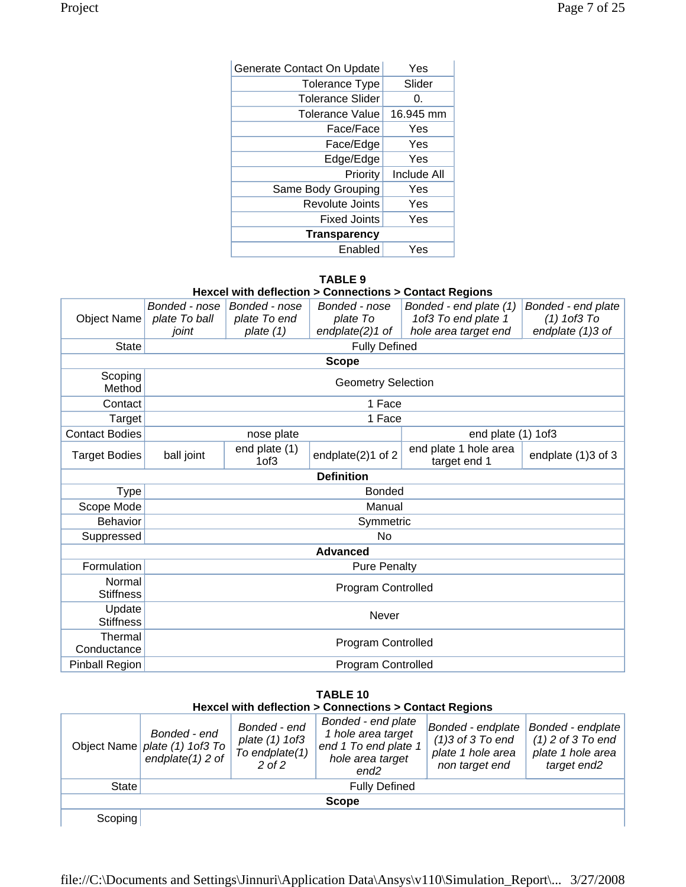| | |
|---|---|
| Generate Contact On Update | Yes |
| Tolerance Type | Slider |
| Tolerance Slider | 0. |
| Tolerance Value | 16.945 mm |
| Face/Face | Yes |
| Face/Edge | Yes |
| Edge/Edge | Yes |
| Priority | Include All |
| Same Body Grouping | Yes |
| Revolute Joints | Yes |
| Fixed Joints | Yes |
| **Transparency** | |
| Enabled | Yes |

**TABLE 9**
**Hexcel with deflection > Connections > Contact Regions**

| Object Name | *Bonded - nose plate To ball joint* | *Bonded - nose plate To end plate (1)* | *Bonded - nose plate To endplate(2)1 of* | *Bonded - end plate (1) 1of3 To end plate 1 hole area target end* | *Bonded - end plate (1) 1of3 To endplate (1)3 of* |
|---|---|---|---|---|---|
| State | Fully Defined | | | | |
| **Scope** | | | | | |
| Scoping Method | Geometry Selection | | | | |
| Contact | 1 Face | | | | |
| Target | 1 Face | | | | |
| Contact Bodies | nose plate | | | end plate (1) 1of3 | |
| Target Bodies | ball joint | end plate (1) 1of3 | endplate(2)1 of 2 | end plate 1 hole area target end 1 | endplate (1)3 of 3 |
| **Definition** | | | | | |
| Type | Bonded | | | | |
| Scope Mode | Manual | | | | |
| Behavior | Symmetric | | | | |
| Suppressed | No | | | | |
| **Advanced** | | | | | |
| Formulation | Pure Penalty | | | | |
| Normal Stiffness | Program Controlled | | | | |
| Update Stiffness | Never | | | | |
| Thermal Conductance | Program Controlled | | | | |
| Pinball Region | Program Controlled | | | | |

**TABLE 10**
**Hexcel with deflection > Connections > Contact Regions**

| Object Name | *Bonded - end plate (1) 1of3 To endplate(1) 2 of* | *Bonded - end plate (1) 1of3 To endplate(1) 2 of 2* | *Bonded - end plate 1 hole area target end 1 To end plate 1 hole area target end2* | *Bonded - endplate (1)3 of 3 To end plate 1 hole area non target end* | *Bonded - endplate (1) 2 of 3 To end plate 1 hole area target end2* |
|---|---|---|---|---|---|
| State | Fully Defined | | | | |
| **Scope** | | | | | |
| Scoping | | | | | |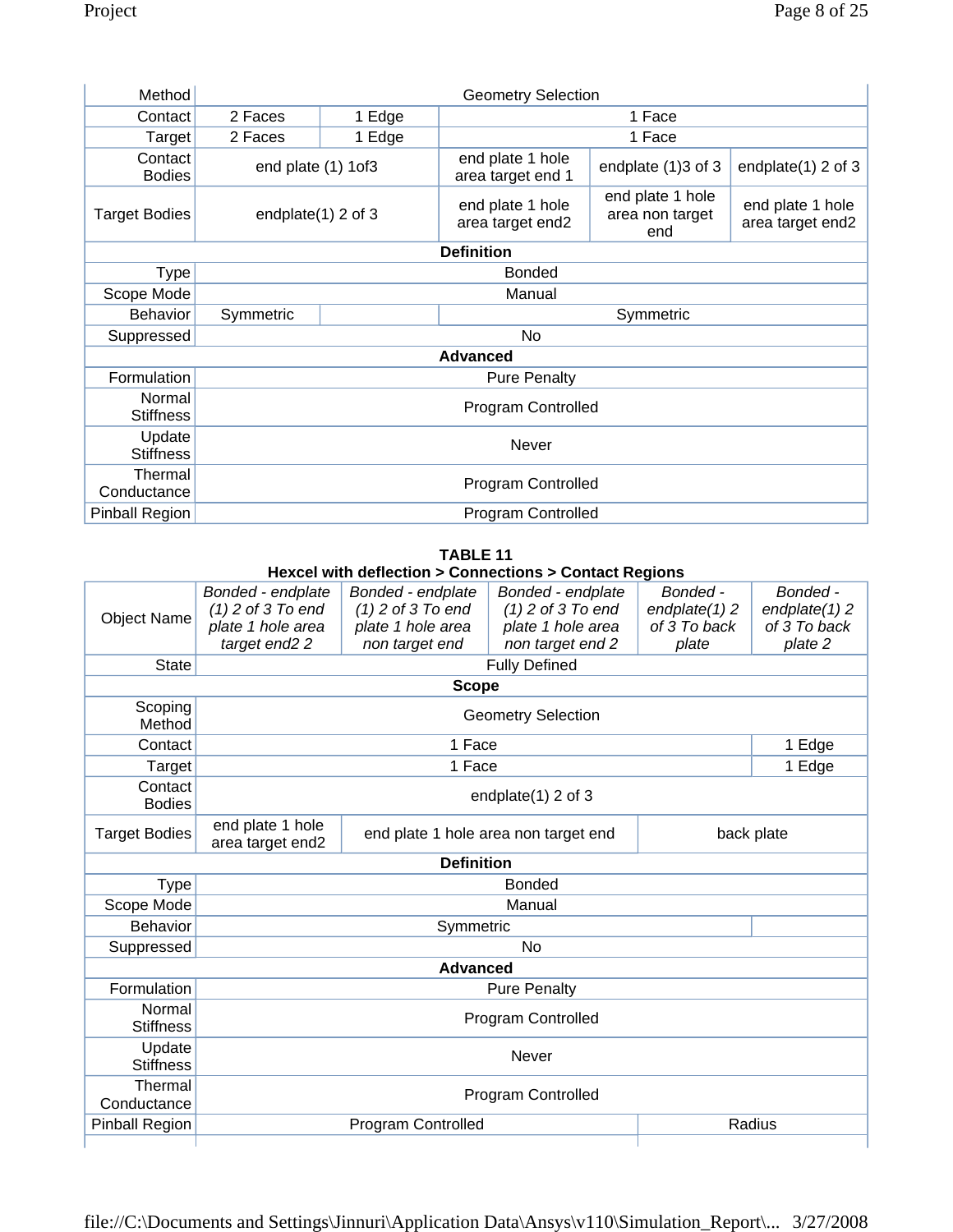| Method | Geometry Selection | | | | |
|---|---|---|---|---|---|
| Contact | 2 Faces | 1 Edge | 1 Face | | |
| Target | 2 Faces | 1 Edge | 1 Face | | |
| Contact Bodies | end plate (1) 1of3 | | end plate 1 hole area target end 1 | endplate (1)3 of 3 | endplate(1) 2 of 3 |
| Target Bodies | endplate(1) 2 of 3 | | end plate 1 hole area target end2 | end plate 1 hole area non target end | end plate 1 hole area target end2 |
| **Definition** | | | | | |
| Type | Bonded | | | | |
| Scope Mode | Manual | | | | |
| Behavior | Symmetric | | Symmetric | | |
| Suppressed | No | | | | |
| **Advanced** | | | | | |
| Formulation | Pure Penalty | | | | |
| Normal Stiffness | Program Controlled | | | | |
| Update Stiffness | Never | | | | |
| Thermal Conductance | Program Controlled | | | | |
| Pinball Region | Program Controlled | | | | |

**TABLE 11**
**Hexcel with deflection > Connections > Contact Regions**

| Object Name | *Bonded - endplate (1) 2 of 3 To end plate 1 hole area target end2 2* | *Bonded - endplate (1) 2 of 3 To end plate 1 hole area non target end* | *Bonded - endplate (1) 2 of 3 To end plate 1 hole area non target end 2* | *Bonded - endplate(1) 2 of 3 To back plate* | *Bonded - endplate(1) 2 of 3 To back plate 2* |
|---|---|---|---|---|---|
| State | Fully Defined | | | | |
| **Scope** | | | | | |
| Scoping Method | Geometry Selection | | | | |
| Contact | 1 Face | | | | 1 Edge |
| Target | 1 Face | | | | 1 Edge |
| Contact Bodies | endplate(1) 2 of 3 | | | | |
| Target Bodies | end plate 1 hole area target end2 | end plate 1 hole area non target end | | back plate | |
| **Definition** | | | | | |
| Type | Bonded | | | | |
| Scope Mode | Manual | | | | |
| Behavior | Symmetric | | | | |
| Suppressed | No | | | | |
| **Advanced** | | | | | |
| Formulation | Pure Penalty | | | | |
| Normal Stiffness | Program Controlled | | | | |
| Update Stiffness | Never | | | | |
| Thermal Conductance | Program Controlled | | | | |
| Pinball Region | Program Controlled | | | Radius | |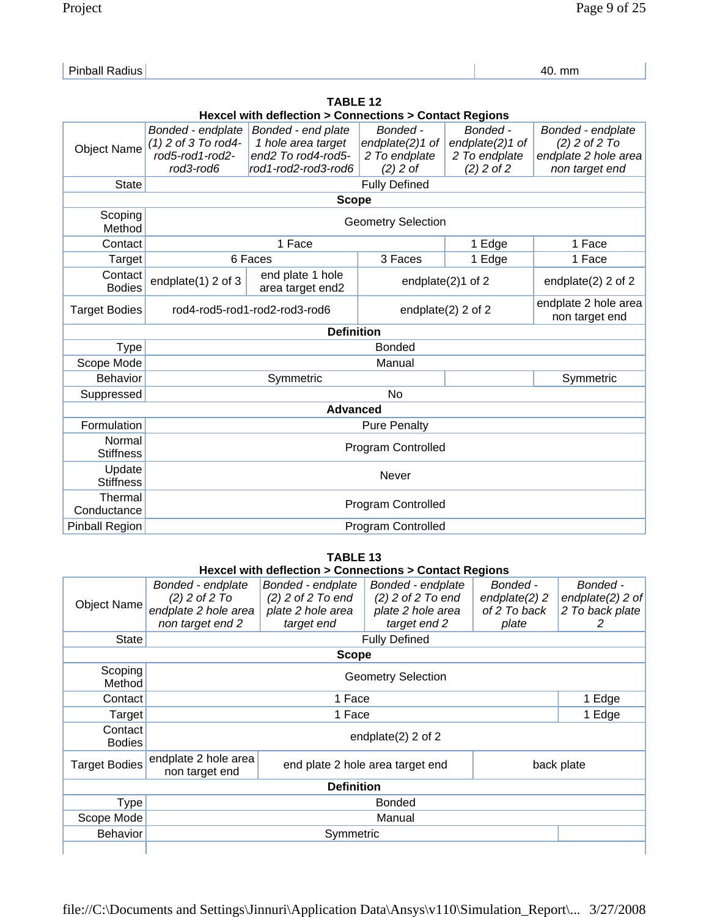| Pinball Radius | | 40. mm |
|---|---|---|

**TABLE 12**
**Hexcel with deflection > Connections > Contact Regions**

| Object Name | *Bonded - endplate (1) 2 of 3 To rod4-rod5-rod1-rod2-rod3-rod6* | *Bonded - end plate 1 hole area target end2 To rod4-rod5-rod1-rod2-rod3-rod6* | *Bonded - endplate(2)1 of 2 To endplate (2) 2 of* | *Bonded - endplate(2)1 of 2 To endplate (2) 2 of 2* | *Bonded - endplate (2) 2 of 2 To endplate 2 hole area non target end* |
|---|---|---|---|---|---|
| State | Fully Defined | | | | |
| **Scope** | | | | | |
| Scoping Method | Geometry Selection | | | | |
| Contact | 1 Face | | | 1 Edge | 1 Face |
| Target | 6 Faces | | 3 Faces | 1 Edge | 1 Face |
| Contact Bodies | endplate(1) 2 of 3 | end plate 1 hole area target end2 | endplate(2)1 of 2 | | endplate(2) 2 of 2 |
| Target Bodies | rod4-rod5-rod1-rod2-rod3-rod6 | | endplate(2) 2 of 2 | | endplate 2 hole area non target end |
| **Definition** | | | | | |
| Type | Bonded | | | | |
| Scope Mode | Manual | | | | |
| Behavior | Symmetric | | | | Symmetric |
| Suppressed | No | | | | |
| **Advanced** | | | | | |
| Formulation | Pure Penalty | | | | |
| Normal Stiffness | Program Controlled | | | | |
| Update Stiffness | Never | | | | |
| Thermal Conductance | Program Controlled | | | | |
| Pinball Region | Program Controlled | | | | |

**TABLE 13**
**Hexcel with deflection > Connections > Contact Regions**

| Object Name | *Bonded - endplate (2) 2 of 2 To endplate 2 hole area non target end 2* | *Bonded - endplate (2) 2 of 2 To end plate 2 hole area target end* | *Bonded - endplate (2) 2 of 2 To end plate 2 hole area target end 2* | *Bonded - endplate(2) 2 of 2 To back plate* | *Bonded - endplate(2) 2 of 2 To back plate 2* |
|---|---|---|---|---|---|
| State | Fully Defined | | | | |
| **Scope** | | | | | |
| Scoping Method | Geometry Selection | | | | |
| Contact | 1 Face | | | | 1 Edge |
| Target | 1 Face | | | | 1 Edge |
| Contact Bodies | endplate(2) 2 of 2 | | | | |
| Target Bodies | endplate 2 hole area non target end | end plate 2 hole area target end | | back plate | |
| **Definition** | | | | | |
| Type | Bonded | | | | |
| Scope Mode | Manual | | | | |
| Behavior | Symmetric | | | | |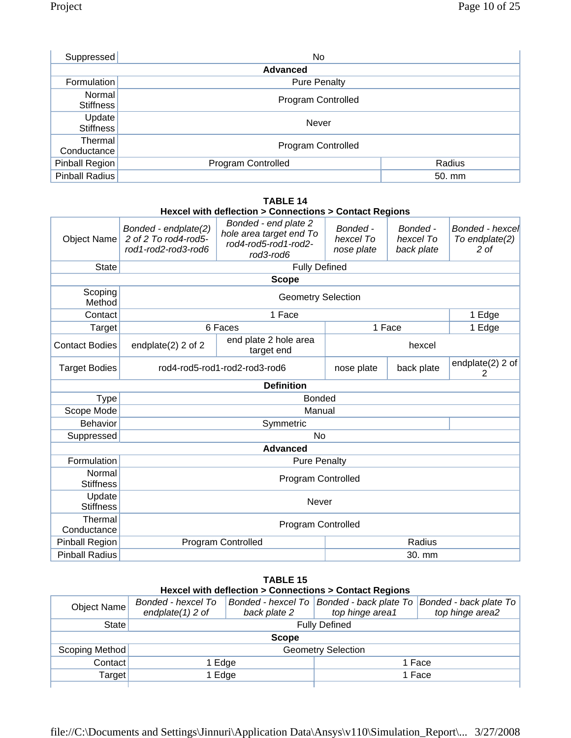| | | |
|---|---|---|
| Suppressed | No | |
| **Advanced** | | |
| Formulation | Pure Penalty | |
| Normal Stiffness | Program Controlled | |
| Update Stiffness | Never | |
| Thermal Conductance | Program Controlled | |
| Pinball Region | Program Controlled | Radius |
| Pinball Radius | | 50. mm |

**TABLE 14**
**Hexcel with deflection > Connections > Contact Regions**

| Object Name | *Bonded - endplate(2) 2 of 2 To rod4-rod5-rod1-rod2-rod3-rod6* | *Bonded - end plate 2 hole area target end To rod4-rod5-rod1-rod2-rod3-rod6* | *Bonded - hexcel To nose plate* | *Bonded - hexcel To back plate* | *Bonded - hexcel To endplate(2) 2 of* |
|---|---|---|---|---|---|
| State | Fully Defined | | | | |
| **Scope** | | | | | |
| Scoping Method | Geometry Selection | | | | |
| Contact | 1 Face | | | | 1 Edge |
| Target | 6 Faces | | 1 Face | | 1 Edge |
| Contact Bodies | endplate(2) 2 of 2 | end plate 2 hole area target end | hexcel | | |
| Target Bodies | rod4-rod5-rod1-rod2-rod3-rod6 | | nose plate | back plate | endplate(2) 2 of 2 |
| **Definition** | | | | | |
| Type | Bonded | | | | |
| Scope Mode | Manual | | | | |
| Behavior | Symmetric | | | | |
| Suppressed | No | | | | |
| **Advanced** | | | | | |
| Formulation | Pure Penalty | | | | |
| Normal Stiffness | Program Controlled | | | | |
| Update Stiffness | Never | | | | |
| Thermal Conductance | Program Controlled | | | | |
| Pinball Region | Program Controlled | | Radius | | |
| Pinball Radius | | | 30. mm | | |

**TABLE 15**
**Hexcel with deflection > Connections > Contact Regions**

| Object Name | *Bonded - hexcel To endplate(1) 2 of* | *Bonded - hexcel To back plate 2* | *Bonded - back plate To top hinge area1* | *Bonded - back plate To top hinge area2* |
|---|---|---|---|---|
| State | Fully Defined | | | |
| **Scope** | | | | |
| Scoping Method | Geometry Selection | | | |
| Contact | 1 Edge | | 1 Face | |
| Target | 1 Edge | | 1 Face | |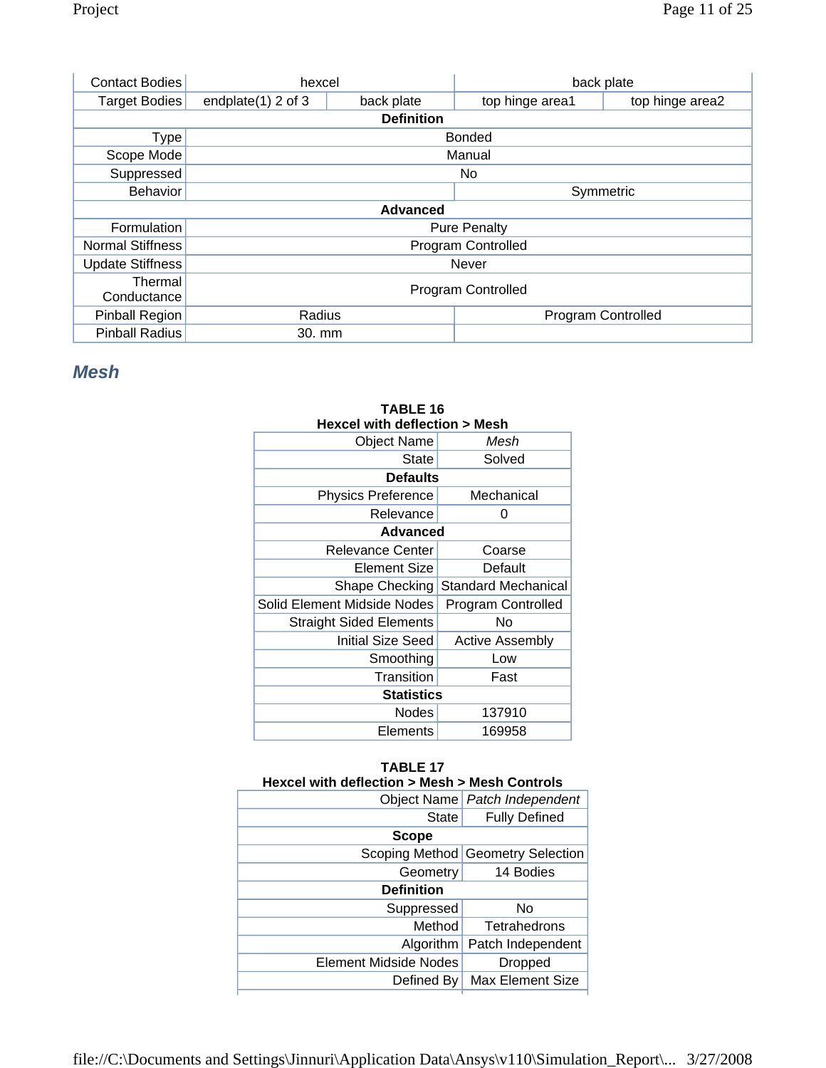| Contact Bodies | hexcel | | back plate | |
|---|---|---|---|---|
| Target Bodies | endplate(1) 2 of 3 | back plate | top hinge area1 | top hinge area2 |
| **Definition** | | | | |
| Type | Bonded | | | |
| Scope Mode | Manual | | | |
| Suppressed | No | | | |
| Behavior | | | Symmetric | |
| **Advanced** | | | | |
| Formulation | Pure Penalty | | | |
| Normal Stiffness | Program Controlled | | | |
| Update Stiffness | Never | | | |
| Thermal Conductance | Program Controlled | | | |
| Pinball Region | Radius | | Program Controlled | |
| Pinball Radius | 30. mm | | | |

## *Mesh*

**TABLE 16**
**Hexcel with deflection > Mesh**

| Object Name | *Mesh* |
|---|---|
| State | Solved |
| **Defaults** | |
| Physics Preference | Mechanical |
| Relevance | 0 |
| **Advanced** | |
| Relevance Center | Coarse |
| Element Size | Default |
| Shape Checking | Standard Mechanical |
| Solid Element Midside Nodes | Program Controlled |
| Straight Sided Elements | No |
| Initial Size Seed | Active Assembly |
| Smoothing | Low |
| Transition | Fast |
| **Statistics** | |
| Nodes | 137910 |
| Elements | 169958 |

**TABLE 17**
**Hexcel with deflection > Mesh > Mesh Controls**

| Object Name | *Patch Independent* |
|---|---|
| State | Fully Defined |
| **Scope** | |
| Scoping Method | Geometry Selection |
| Geometry | 14 Bodies |
| **Definition** | |
| Suppressed | No |
| Method | Tetrahedrons |
| Algorithm | Patch Independent |
| Element Midside Nodes | Dropped |
| Defined By | Max Element Size |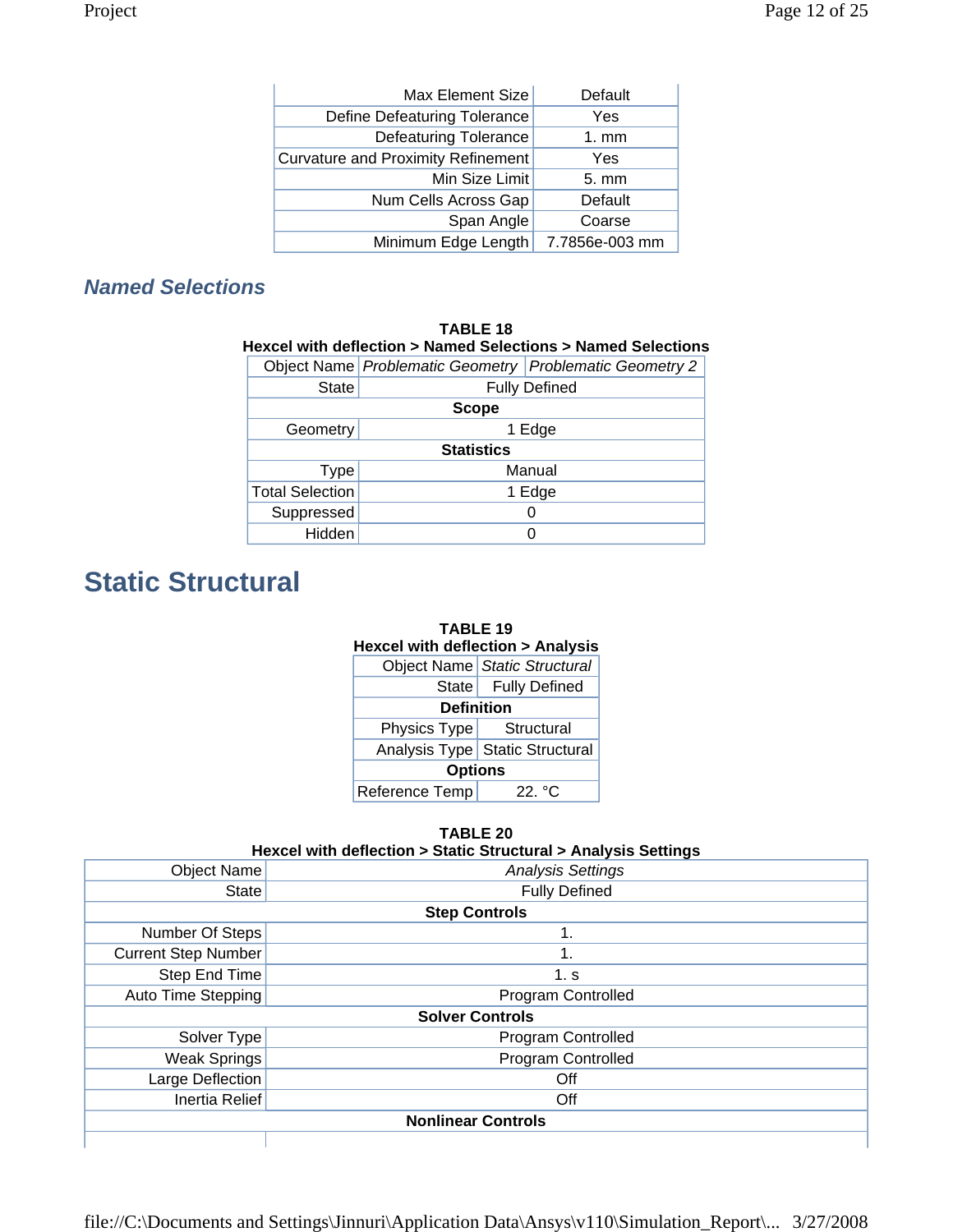| | |
|---|---|
| Max Element Size | Default |
| Define Defeaturing Tolerance | Yes |
| Defeaturing Tolerance | 1. mm |
| Curvature and Proximity Refinement | Yes |
| Min Size Limit | 5. mm |
| Num Cells Across Gap | Default |
| Span Angle | Coarse |
| Minimum Edge Length | 7.7856e-003 mm |

### *Named Selections*

**TABLE 18**
**Hexcel with deflection > Named Selections > Named Selections**

| Object Name | *Problematic Geometry* | *Problematic Geometry 2* |
|---|---|---|
| State | Fully Defined | |
| **Scope** | | |
| Geometry | 1 Edge | |
| **Statistics** | | |
| Type | Manual | |
| Total Selection | 1 Edge | |
| Suppressed | 0 | |
| Hidden | 0 | |

## Static Structural

**TABLE 19**
**Hexcel with deflection > Analysis**

| Object Name | *Static Structural* |
|---|---|
| State | Fully Defined |
| **Definition** | |
| Physics Type | Structural |
| Analysis Type | Static Structural |
| **Options** | |
| Reference Temp | 22. °C |

**TABLE 20**
**Hexcel with deflection > Static Structural > Analysis Settings**

| Object Name | *Analysis Settings* |
|---|---|
| State | Fully Defined |
| **Step Controls** | |
| Number Of Steps | 1. |
| Current Step Number | 1. |
| Step End Time | 1. s |
| Auto Time Stepping | Program Controlled |
| **Solver Controls** | |
| Solver Type | Program Controlled |
| Weak Springs | Program Controlled |
| Large Deflection | Off |
| Inertia Relief | Off |
| **Nonlinear Controls** | |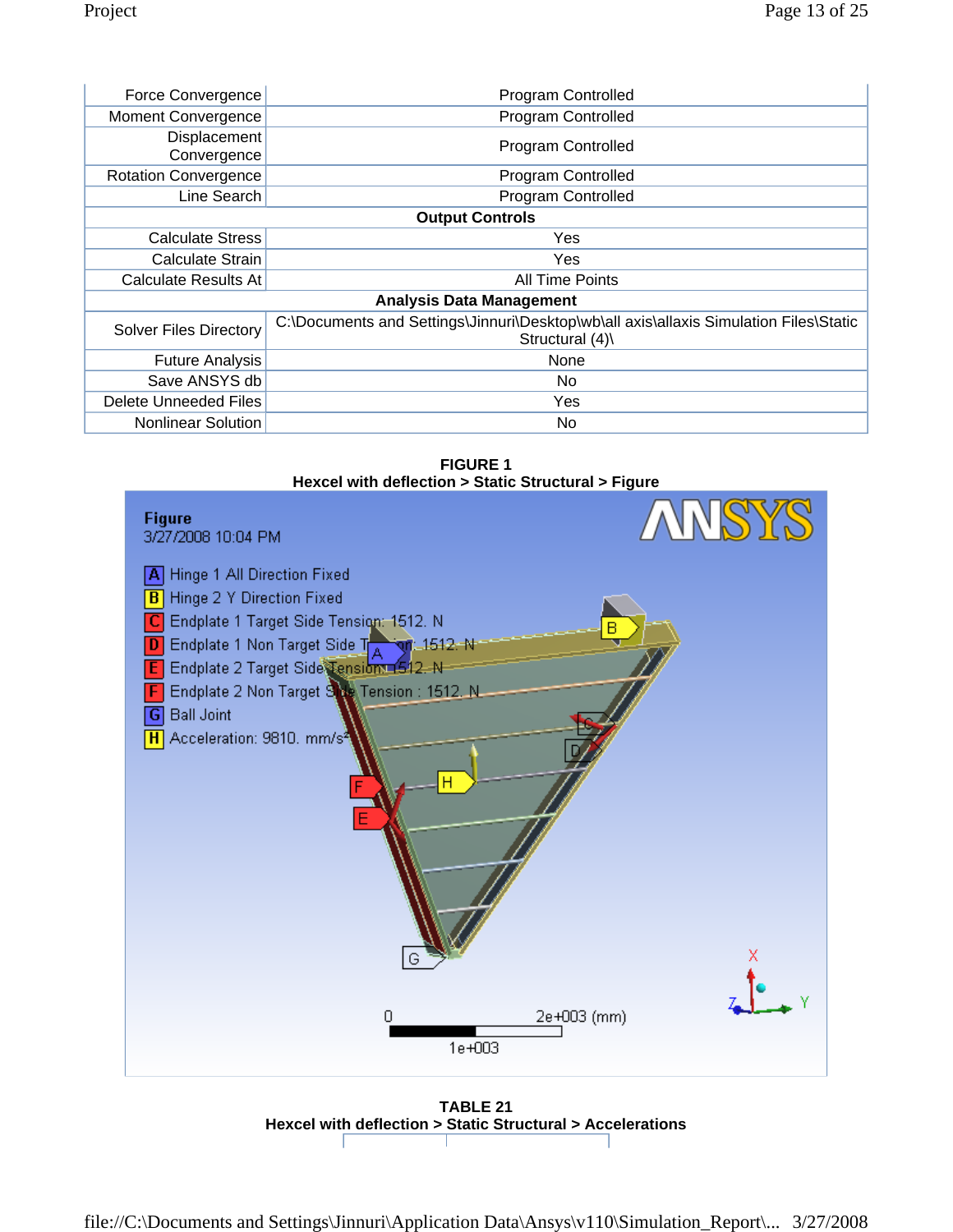| | |
|---|---|
| Force Convergence | Program Controlled |
| Moment Convergence | Program Controlled |
| Displacement Convergence | Program Controlled |
| Rotation Convergence | Program Controlled |
| Line Search | Program Controlled |
| **Output Controls** | |
| Calculate Stress | Yes |
| Calculate Strain | Yes |
| Calculate Results At | All Time Points |
| **Analysis Data Management** | |
| Solver Files Directory | C:\Documents and Settings\Jinnuri\Desktop\wb\all axis\allaxis Simulation Files\Static Structural (4)\ |
| Future Analysis | None |
| Save ANSYS db | No |
| Delete Unneeded Files | Yes |
| Nonlinear Solution | No |

**FIGURE 1**
**Hexcel with deflection > Static Structural > Figure**

Figure
3/27/2008 10:04 PM

- A Hinge 1 All Direction Fixed
- B Hinge 2 Y Direction Fixed
- C Endplate 1 Target Side Tension: 1512. N
- D Endplate 1 Non Target Side Tension: 1512. N
- E Endplate 2 Target Side Tension: 1512. N
- F Endplate 2 Non Target Side Tension : 1512. N
- G Ball Joint
- H Acceleration: 9810. mm/s²

**TABLE 21**
**Hexcel with deflection > Static Structural > Accelerations**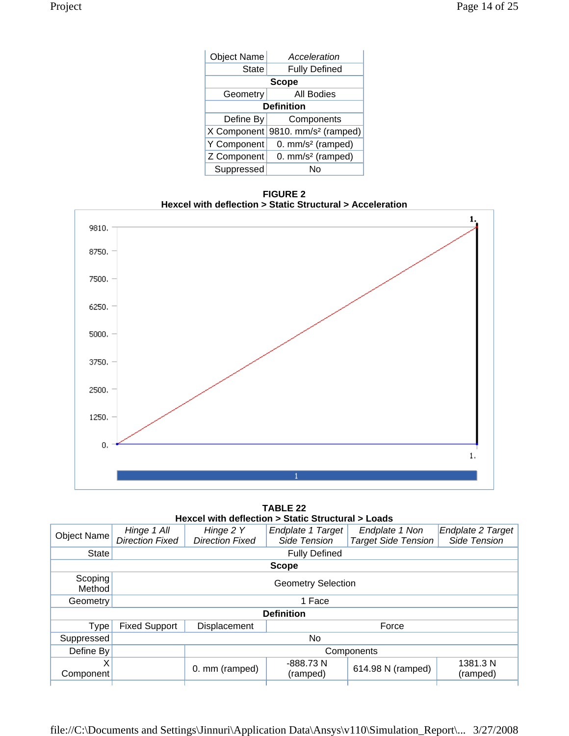| Object Name | *Acceleration* |
|---|---|
| State | Fully Defined |
| **Scope** | |
| Geometry | All Bodies |
| **Definition** | |
| Define By | Components |
| X Component | 9810. mm/s² (ramped) |
| Y Component | 0. mm/s² (ramped) |
| Z Component | 0. mm/s² (ramped) |
| Suppressed | No |

**FIGURE 2**
**Hexcel with deflection > Static Structural > Acceleration**

**TABLE 22**
**Hexcel with deflection > Static Structural > Loads**

| Object Name | *Hinge 1 All Direction Fixed* | *Hinge 2 Y Direction Fixed* | *Endplate 1 Target Side Tension* | *Endplate 1 Non Target Side Tension* | *Endplate 2 Target Side Tension* |
|---|---|---|---|---|---|
| State | Fully Defined | | | | |
| **Scope** | | | | | |
| Scoping Method | Geometry Selection | | | | |
| Geometry | 1 Face | | | | |
| **Definition** | | | | | |
| Type | Fixed Support | Displacement | Force | | |
| Suppressed | No | | | | |
| Define By | | Components | | | |
| X Component | | 0. mm (ramped) | -888.73 N (ramped) | 614.98 N (ramped) | 1381.3 N (ramped) |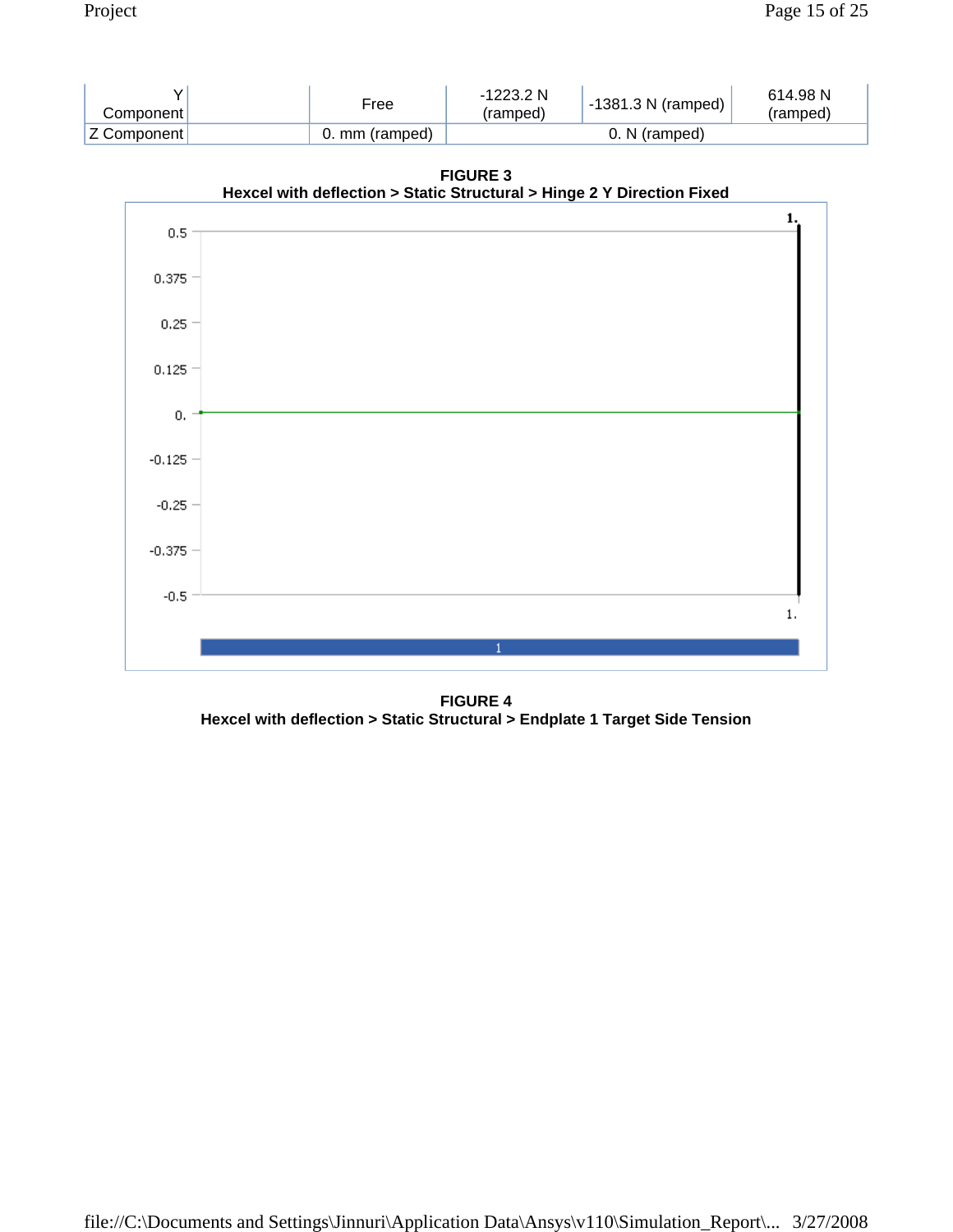| | | | | | |
|---|---|---|---|---|---|
| Y Component | | Free | -1223.2 N (ramped) | -1381.3 N (ramped) | 614.98 N (ramped) |
| Z Component | | 0. mm (ramped) | 0. N (ramped) | | |

**FIGURE 3**
**Hexcel with deflection > Static Structural > Hinge 2 Y Direction Fixed**

**FIGURE 4**
**Hexcel with deflection > Static Structural > Endplate 1 Target Side Tension**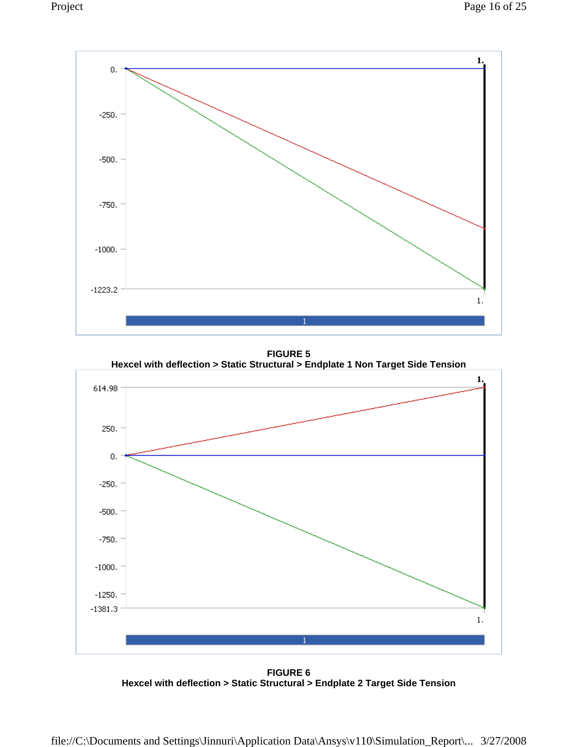FIGURE 5
Hexcel with deflection > Static Structural > Endplate 1 Non Target Side Tension

FIGURE 6
Hexcel with deflection > Static Structural > Endplate 2 Target Side Tension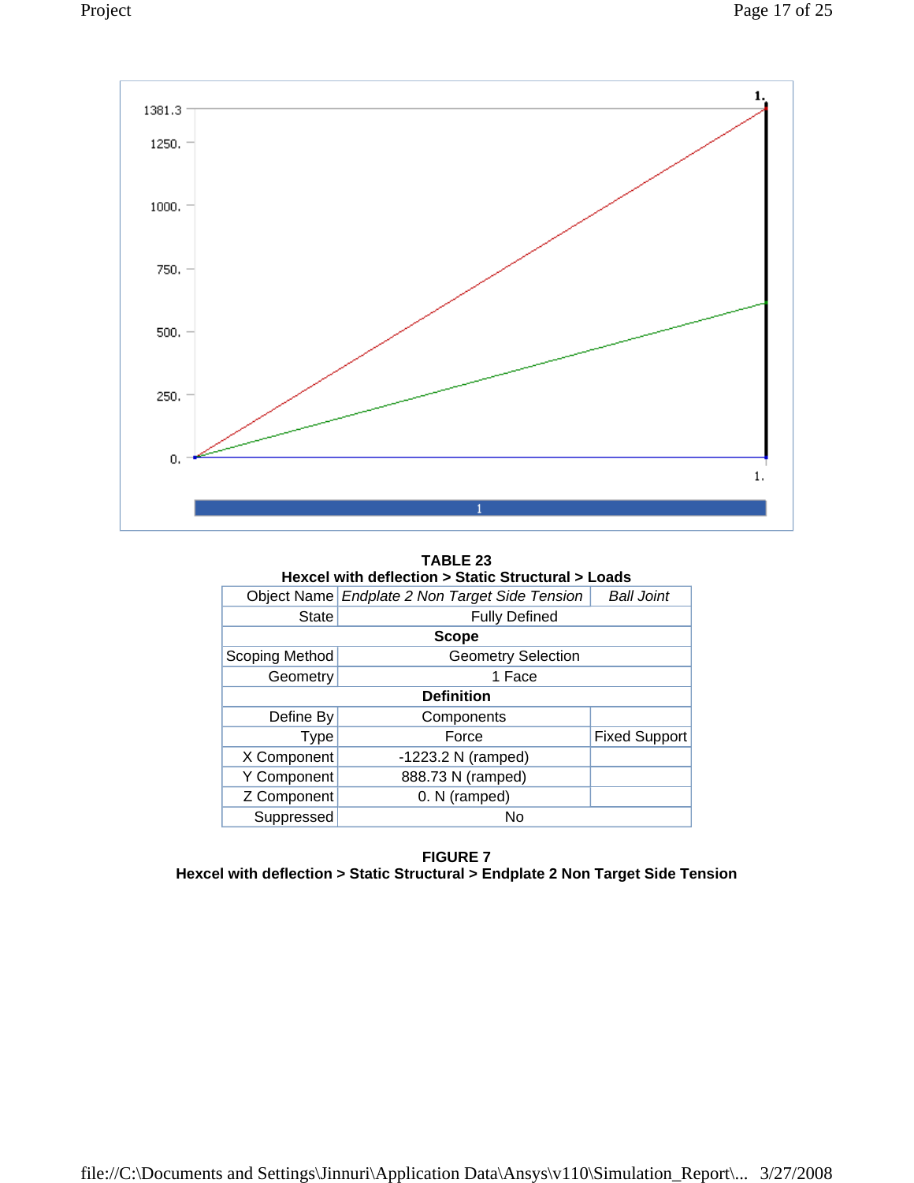**TABLE 23**
**Hexcel with deflection > Static Structural > Loads**

| Object Name | *Endplate 2 Non Target Side Tension* | *Ball Joint* |
|---|---|---|
| State | Fully Defined | |
| **Scope** | | |
| Scoping Method | Geometry Selection | |
| Geometry | 1 Face | |
| **Definition** | | |
| Define By | Components | |
| Type | Force | Fixed Support |
| X Component | -1223.2 N (ramped) | |
| Y Component | 888.73 N (ramped) | |
| Z Component | 0. N (ramped) | |
| Suppressed | No | |

**FIGURE 7**
**Hexcel with deflection > Static Structural > Endplate 2 Non Target Side Tension**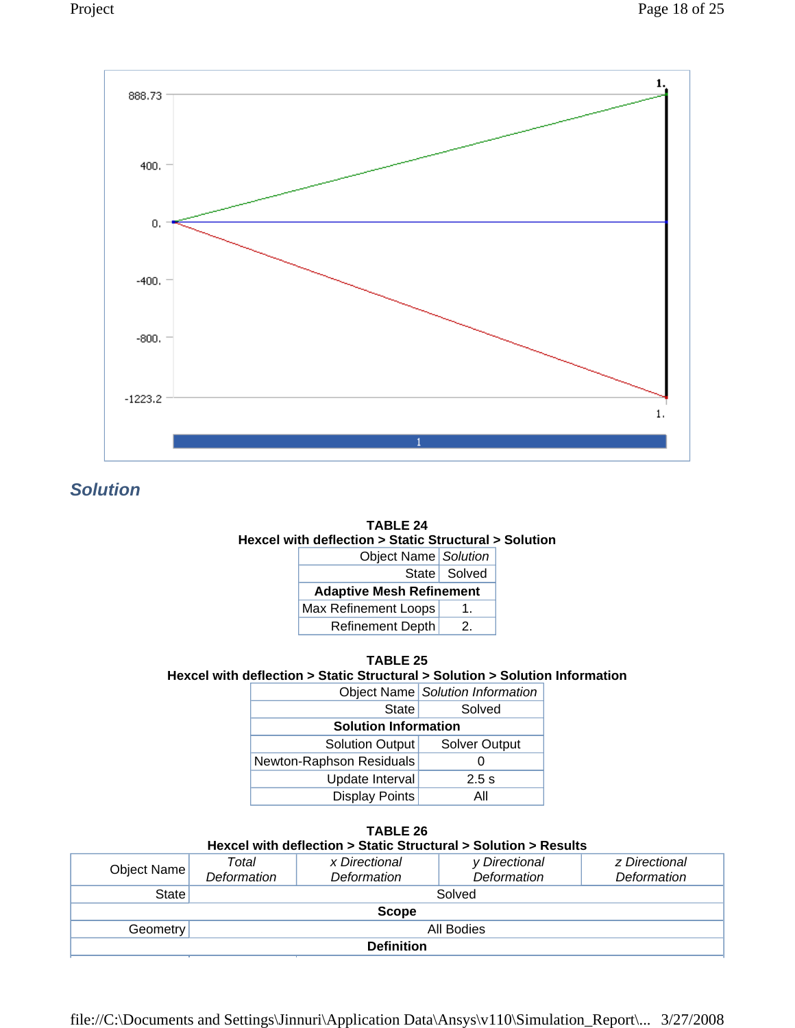888.73

400.

0.

-400.

-800.

-1223.2

1.

1.

1

## Solution

**TABLE 24**
**Hexcel with deflection > Static Structural > Solution**

| Object Name | *Solution* |
|---|---|
| State | Solved |
| **Adaptive Mesh Refinement** | |
| Max Refinement Loops | 1. |
| Refinement Depth | 2. |

**TABLE 25**
**Hexcel with deflection > Static Structural > Solution > Solution Information**

| Object Name | *Solution Information* |
|---|---|
| State | Solved |
| **Solution Information** | |
| Solution Output | Solver Output |
| Newton-Raphson Residuals | 0 |
| Update Interval | 2.5 s |
| Display Points | All |

**TABLE 26**
**Hexcel with deflection > Static Structural > Solution > Results**

| Object Name | *Total Deformation* | *x Directional Deformation* | *y Directional Deformation* | *z Directional Deformation* |
|---|---|---|---|---|
| State | Solved | | | |
| **Scope** | | | | |
| Geometry | All Bodies | | | |
| **Definition** | | | | |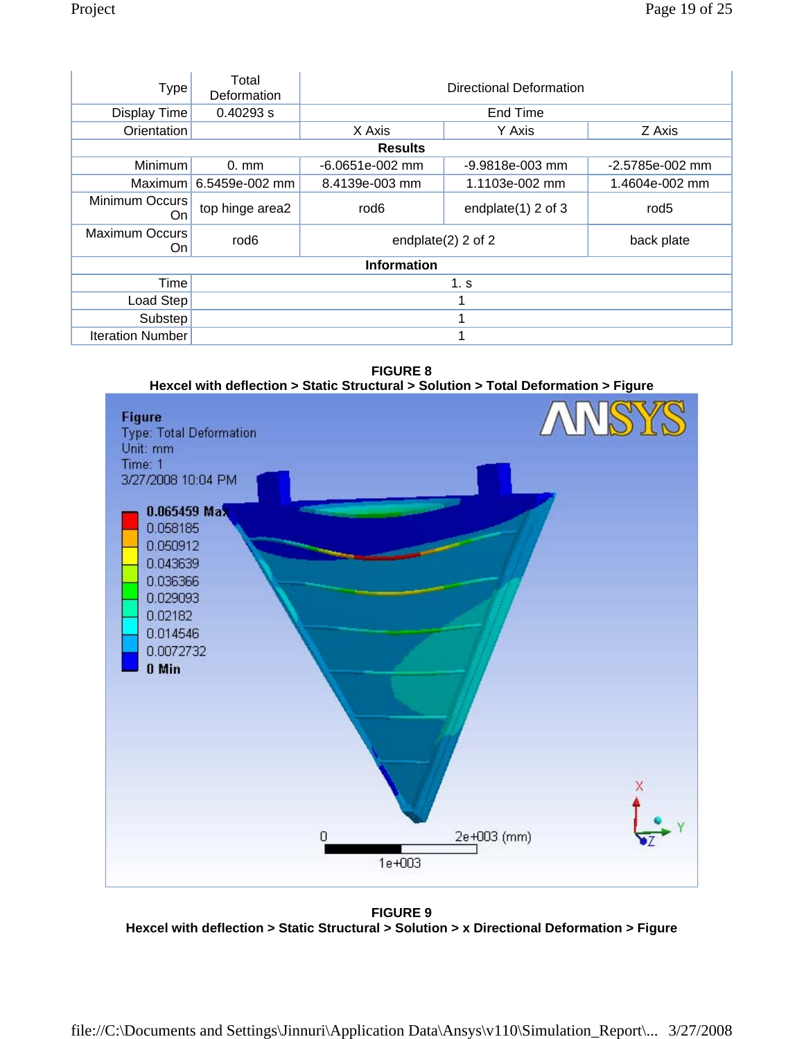| Type | Total Deformation | Directional Deformation | | |
|---|---|---|---|---|
| Display Time | 0.40293 s | End Time | | |
| Orientation | | X Axis | Y Axis | Z Axis |
| **Results** | | | | |
| Minimum | 0. mm | -6.0651e-002 mm | -9.9818e-003 mm | -2.5785e-002 mm |
| Maximum | 6.5459e-002 mm | 8.4139e-003 mm | 1.1103e-002 mm | 1.4604e-002 mm |
| Minimum Occurs On | top hinge area2 | rod6 | endplate(1) 2 of 3 | rod5 |
| Maximum Occurs On | rod6 | endplate(2) 2 of 2 | | back plate |
| **Information** | | | | |
| Time | 1. s | | | |
| Load Step | 1 | | | |
| Substep | 1 | | | |
| Iteration Number | 1 | | | |

**FIGURE 8**
**Hexcel with deflection > Static Structural > Solution > Total Deformation > Figure**

Figure
Type: Total Deformation
Unit: mm
Time: 1
3/27/2008 10:04 PM

0.065459 Max
0.058185
0.050912
0.043639
0.036366
0.029093
0.02182
0.014546
0.0072732
0 Min

0 2e+003 (mm)
1e+003

**FIGURE 9**
**Hexcel with deflection > Static Structural > Solution > x Directional Deformation > Figure**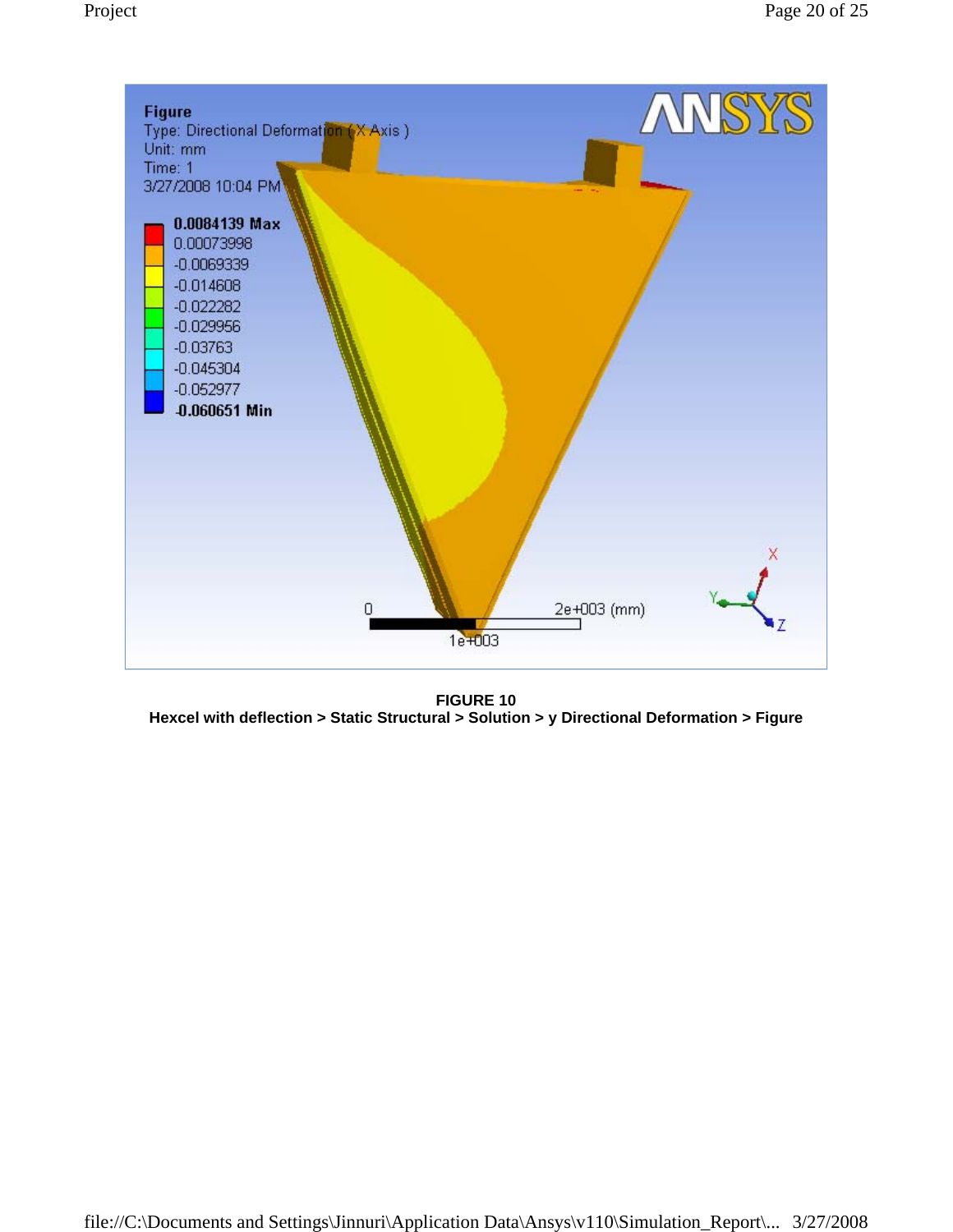FIGURE 10

**Hexcel with deflection > Static Structural > Solution > y Directional Deformation > Figure**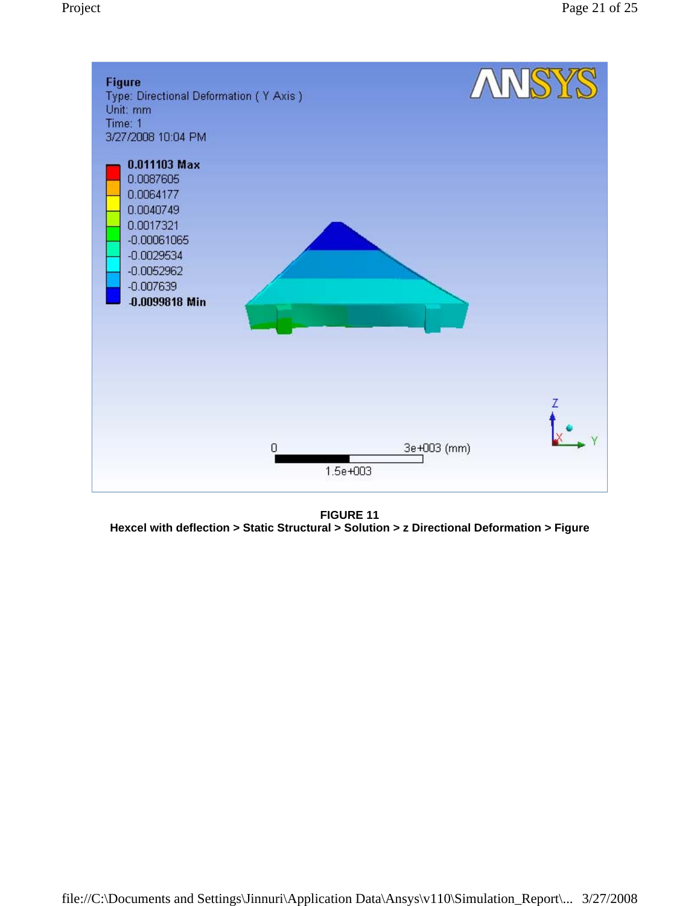**Figure**
Type: Directional Deformation ( Y Axis )
Unit: mm
Time: 1
3/27/2008 10:04 PM

**0.011103 Max**
0.0087605
0.0064177
0.0040749
0.0017321
-0.00061065
-0.0029534
-0.0052962
-0.007639
**-0.0099818 Min**

0 | 3e+003 (mm)
1.5e+003

**FIGURE 11**
**Hexcel with deflection > Static Structural > Solution > z Directional Deformation > Figure**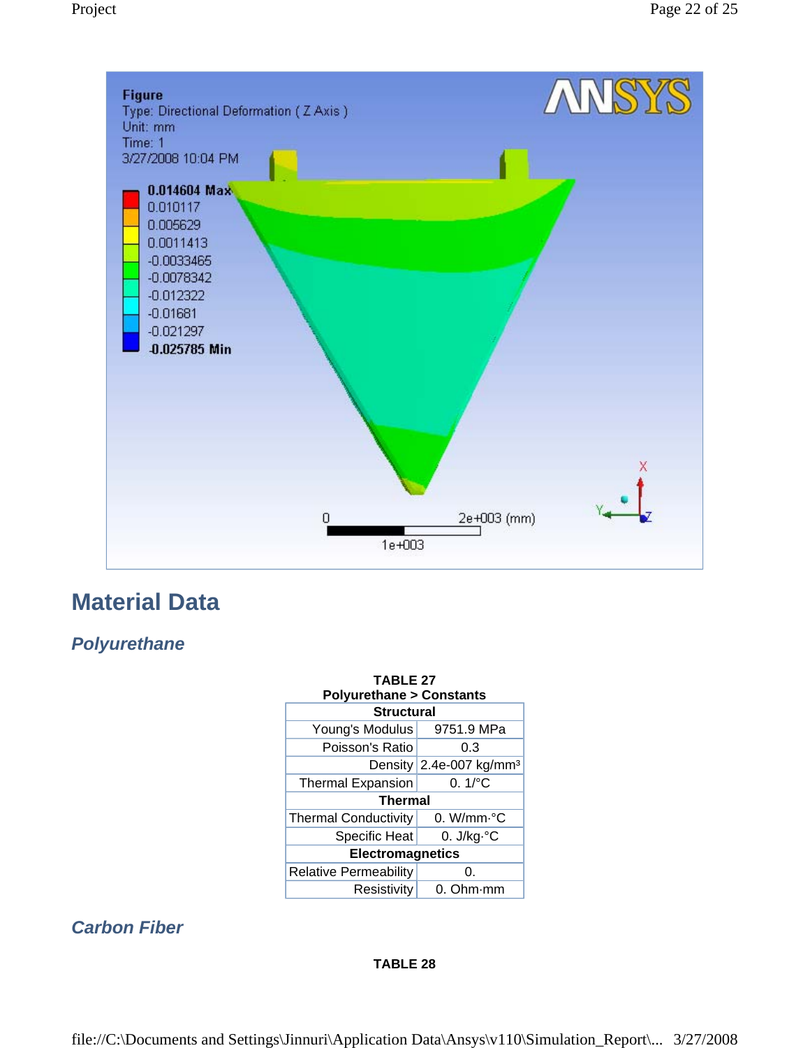**Figure**
Type: Directional Deformation ( Z Axis )
Unit: mm
Time: 1
3/27/2008 10:04 PM

0.014604 Max
0.010117
0.005629
0.0011413
-0.0033465
-0.0078342
-0.012322
-0.01681
-0.021297
-0.025785 Min

0 2e+003 (mm)
1e+003

# Material Data

## *Polyurethane*

**TABLE 27**
**Polyurethane > Constants**

| **Structural** | |
|---|---|
| Young's Modulus | 9751.9 MPa |
| Poisson's Ratio | 0.3 |
| Density | 2.4e-007 kg/mm³ |
| Thermal Expansion | 0. 1/°C |
| **Thermal** | |
| Thermal Conductivity | 0. W/mm·°C |
| Specific Heat | 0. J/kg·°C |
| **Electromagnetics** | |
| Relative Permeability | 0. |
| Resistivity | 0. Ohm·mm |

## *Carbon Fiber*

**TABLE 28**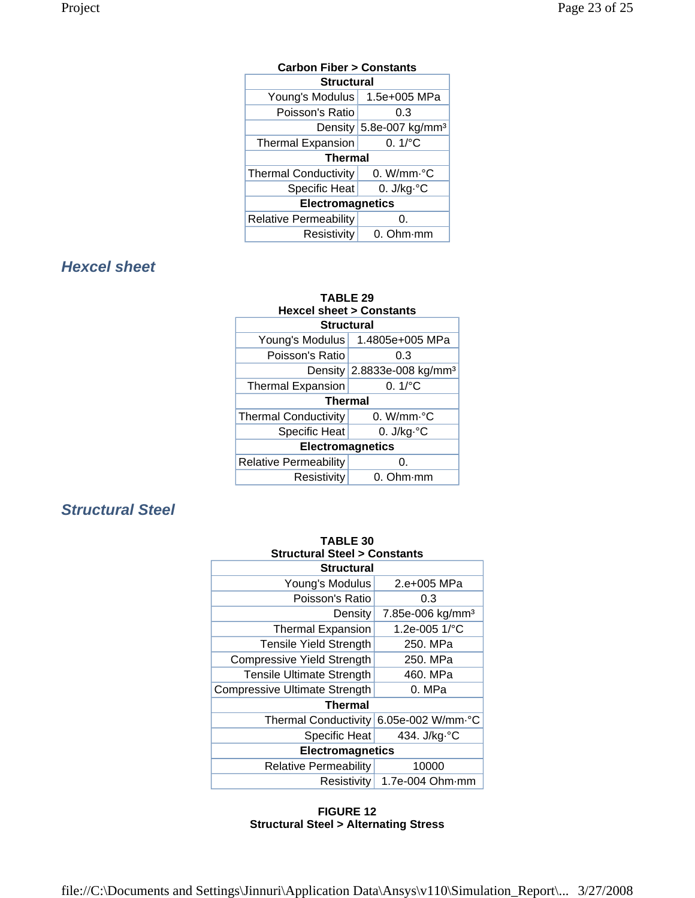**Carbon Fiber > Constants**

| Structural | |
|---|---|
| Young's Modulus | 1.5e+005 MPa |
| Poisson's Ratio | 0.3 |
| Density | 5.8e-007 kg/mm³ |
| Thermal Expansion | 0. 1/°C |
| **Thermal** | |
| Thermal Conductivity | 0. W/mm·°C |
| Specific Heat | 0. J/kg·°C |
| **Electromagnetics** | |
| Relative Permeability | 0. |
| Resistivity | 0. Ohm·mm |

## *Hexcel sheet*

**TABLE 29**
**Hexcel sheet > Constants**

| Structural | |
|---|---|
| Young's Modulus | 1.4805e+005 MPa |
| Poisson's Ratio | 0.3 |
| Density | 2.8833e-008 kg/mm³ |
| Thermal Expansion | 0. 1/°C |
| **Thermal** | |
| Thermal Conductivity | 0. W/mm·°C |
| Specific Heat | 0. J/kg·°C |
| **Electromagnetics** | |
| Relative Permeability | 0. |
| Resistivity | 0. Ohm·mm |

## *Structural Steel*

**TABLE 30**
**Structural Steel > Constants**

| Structural | |
|---|---|
| Young's Modulus | 2.e+005 MPa |
| Poisson's Ratio | 0.3 |
| Density | 7.85e-006 kg/mm³ |
| Thermal Expansion | 1.2e-005 1/°C |
| Tensile Yield Strength | 250. MPa |
| Compressive Yield Strength | 250. MPa |
| Tensile Ultimate Strength | 460. MPa |
| Compressive Ultimate Strength | 0. MPa |
| **Thermal** | |
| Thermal Conductivity | 6.05e-002 W/mm·°C |
| Specific Heat | 434. J/kg·°C |
| **Electromagnetics** | |
| Relative Permeability | 10000 |
| Resistivity | 1.7e-004 Ohm·mm |

**FIGURE 12**
**Structural Steel > Alternating Stress**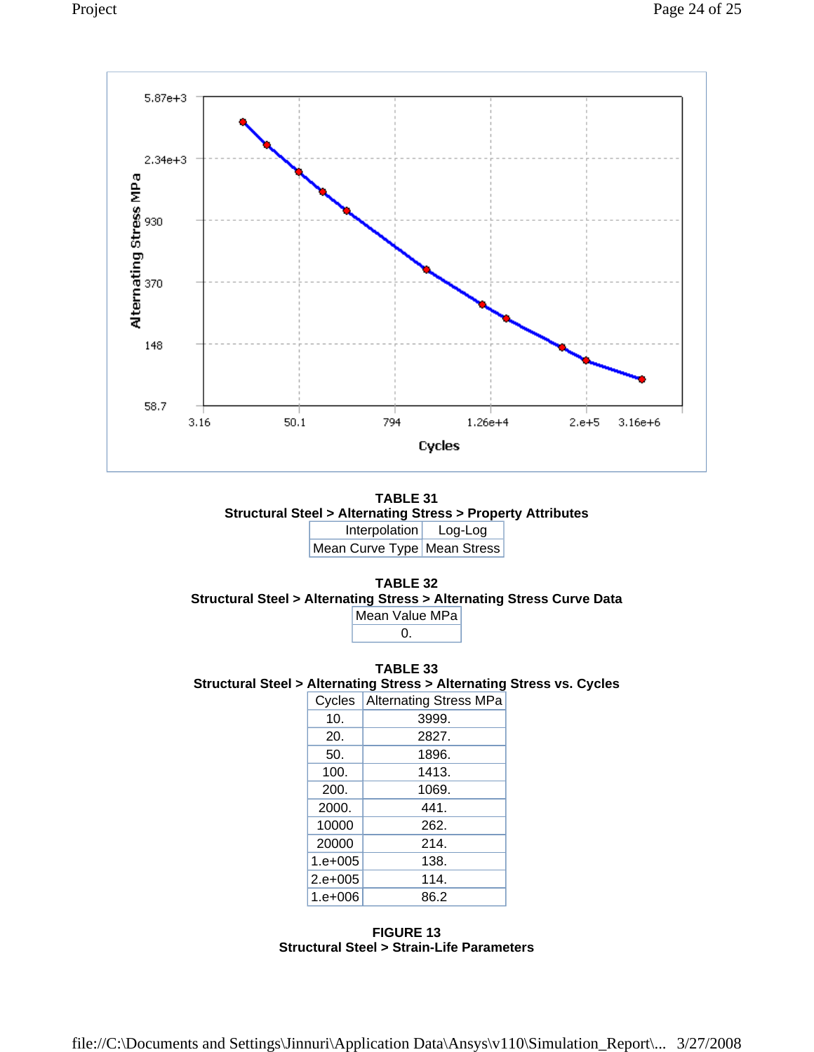**TABLE 31**
**Structural Steel > Alternating Stress > Property Attributes**

| Interpolation | Log-Log |
|---|---|
| Mean Curve Type | Mean Stress |

**TABLE 32**
**Structural Steel > Alternating Stress > Alternating Stress Curve Data**

| Mean Value MPa |
|---|
| 0. |

**TABLE 33**
**Structural Steel > Alternating Stress > Alternating Stress vs. Cycles**

| Cycles | Alternating Stress MPa |
|---|---|
| 10. | 3999. |
| 20. | 2827. |
| 50. | 1896. |
| 100. | 1413. |
| 200. | 1069. |
| 2000. | 441. |
| 10000 | 262. |
| 20000 | 214. |
| 1.e+005 | 138. |
| 2.e+005 | 114. |
| 1.e+006 | 86.2 |

**FIGURE 13**
**Structural Steel > Strain-Life Parameters**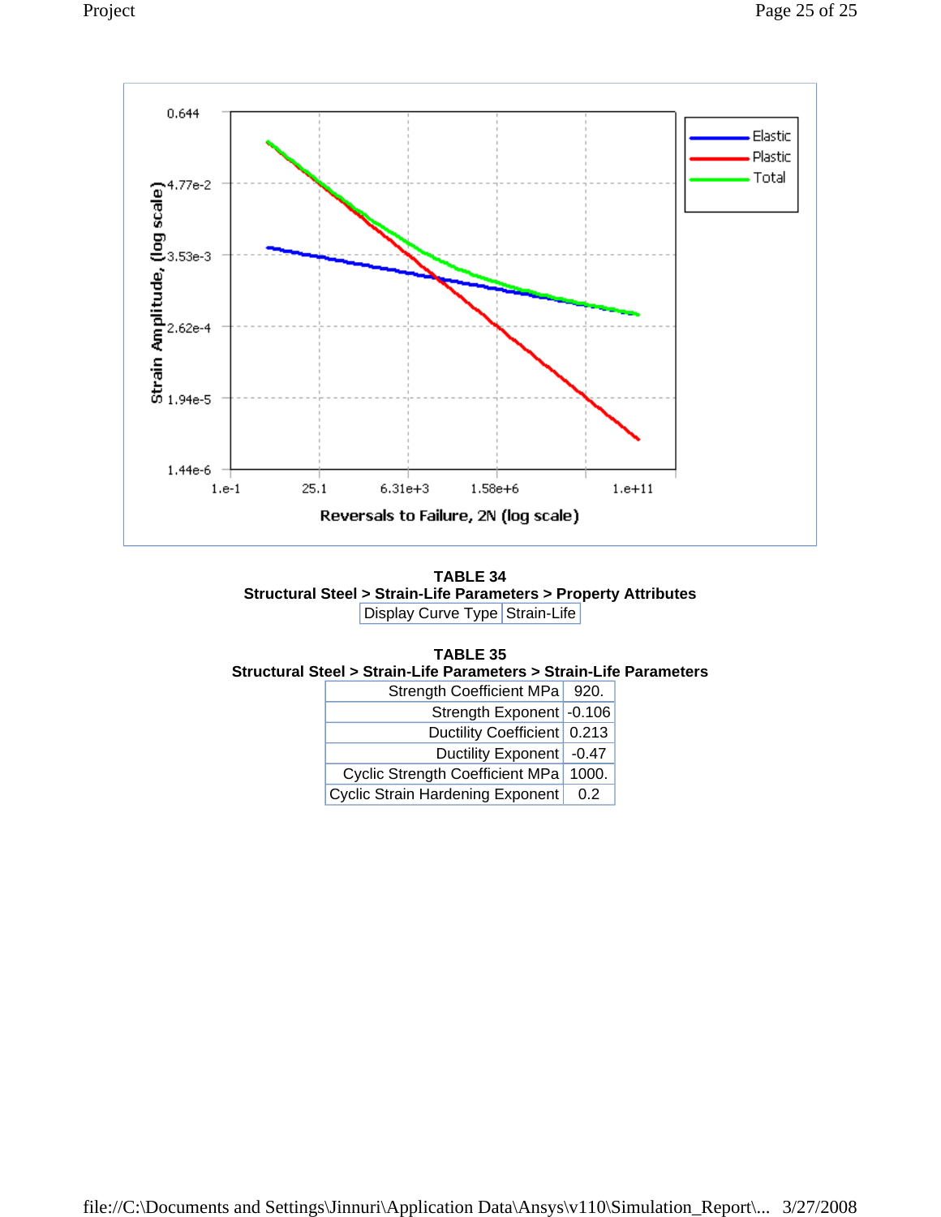0.644
4.77e-2
3.53e-3
2.62e-4
1.94e-5
1.44e-6

Strain Amplitude, (log scale)

1.e-1
25.1
6.31e+3
1.58e+6
1.e+11

Reversals to Failure, 2N (log scale)

Elastic
Plastic
Total

**TABLE 34**
**Structural Steel > Strain-Life Parameters > Property Attributes**

| | |
|---|---|
| Display Curve Type | Strain-Life |

**TABLE 35**
**Structural Steel > Strain-Life Parameters > Strain-Life Parameters**

| | |
|---|---|
| Strength Coefficient MPa | 920. |
| Strength Exponent | -0.106 |
| Ductility Coefficient | 0.213 |
| Ductility Exponent | -0.47 |
| Cyclic Strength Coefficient MPa | 1000. |
| Cyclic Strain Hardening Exponent | 0.2 |